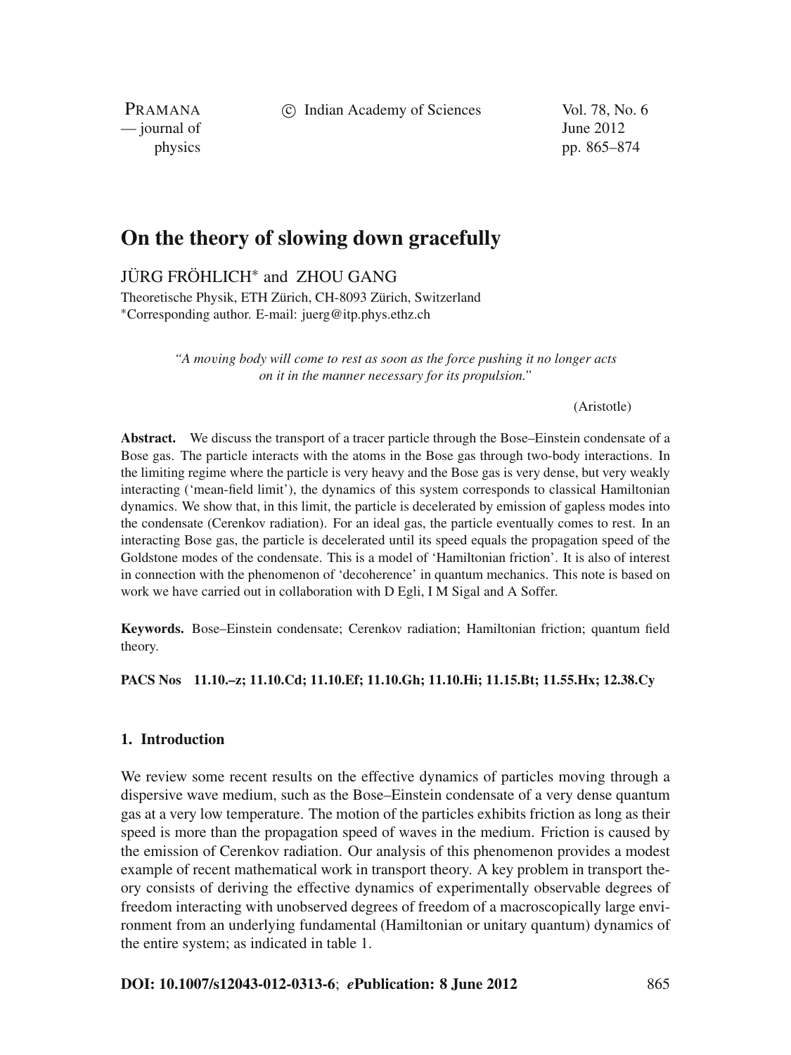# On the theory of slowing down gracefully

JÜRG FRÖHLICH* and ZHOU GANG

Theoretische Physik, ETH Zürich, CH-8093 Zürich, Switzerland
*Corresponding author. E-mail: juerg@itp.phys.ethz.ch

> *"A moving body will come to rest as soon as the force pushing it no longer acts on it in the manner necessary for its propulsion."*
>
> (Aristotle)

**Abstract.** We discuss the transport of a tracer particle through the Bose–Einstein condensate of a Bose gas. The particle interacts with the atoms in the Bose gas through two-body interactions. In the limiting regime where the particle is very heavy and the Bose gas is very dense, but very weakly interacting ('mean-field limit'), the dynamics of this system corresponds to classical Hamiltonian dynamics. We show that, in this limit, the particle is decelerated by emission of gapless modes into the condensate (Cerenkov radiation). For an ideal gas, the particle eventually comes to rest. In an interacting Bose gas, the particle is decelerated until its speed equals the propagation speed of the Goldstone modes of the condensate. This is a model of 'Hamiltonian friction'. It is also of interest in connection with the phenomenon of 'decoherence' in quantum mechanics. This note is based on work we have carried out in collaboration with D Egli, I M Sigal and A Soffer.

**Keywords.** Bose–Einstein condensate; Cerenkov radiation; Hamiltonian friction; quantum field theory.

**PACS Nos 11.10.–z; 11.10.Cd; 11.10.Ef; 11.10.Gh; 11.10.Hi; 11.15.Bt; 11.55.Hx; 12.38.Cy**

## 1. Introduction

We review some recent results on the effective dynamics of particles moving through a dispersive wave medium, such as the Bose–Einstein condensate of a very dense quantum gas at a very low temperature. The motion of the particles exhibits friction as long as their speed is more than the propagation speed of waves in the medium. Friction is caused by the emission of Cerenkov radiation. Our analysis of this phenomenon provides a modest example of recent mathematical work in transport theory. A key problem in transport theory consists of deriving the effective dynamics of experimentally observable degrees of freedom interacting with unobserved degrees of freedom of a macroscopically large environment from an underlying fundamental (Hamiltonian or unitary quantum) dynamics of the entire system; as indicated in table 1.

**DOI: 10.1007/s12043-012-0313-6**; ***e*Publication: 8 June 2012**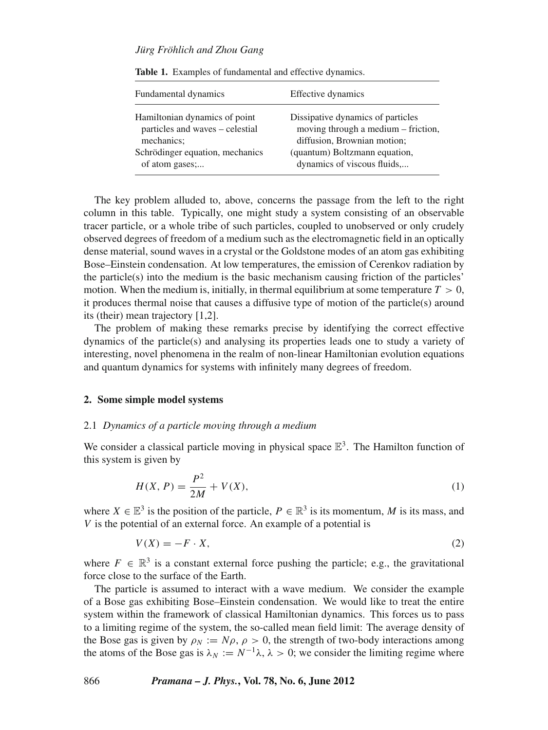**Table 1.** Examples of fundamental and effective dynamics.

| Fundamental dynamics | Effective dynamics |
| --- | --- |
| Hamiltonian dynamics of point particles and waves – celestial mechanics; | Dissipative dynamics of particles moving through a medium – friction, diffusion, Brownian motion; |
| Schrödinger equation, mechanics of atom gases;... | (quantum) Boltzmann equation, dynamics of viscous fluids,... |

The key problem alluded to, above, concerns the passage from the left to the right column in this table. Typically, one might study a system consisting of an observable tracer particle, or a whole tribe of such particles, coupled to unobserved or only crudely observed degrees of freedom of a medium such as the electromagnetic field in an optically dense material, sound waves in a crystal or the Goldstone modes of an atom gas exhibiting Bose–Einstein condensation. At low temperatures, the emission of Cerenkov radiation by the particle(s) into the medium is the basic mechanism causing friction of the particles' motion. When the medium is, initially, in thermal equilibrium at some temperature $T > 0$, it produces thermal noise that causes a diffusive type of motion of the particle(s) around its (their) mean trajectory [1,2].

The problem of making these remarks precise by identifying the correct effective dynamics of the particle(s) and analysing its properties leads one to study a variety of interesting, novel phenomena in the realm of non-linear Hamiltonian evolution equations and quantum dynamics for systems with infinitely many degrees of freedom.

## 2. Some simple model systems

### 2.1 *Dynamics of a particle moving through a medium*

We consider a classical particle moving in physical space $\mathbb{E}^3$. The Hamilton function of this system is given by

$$H(X, P) = \frac{P^2}{2M} + V(X), \tag{1}$$

where $X \in \mathbb{E}^3$ is the position of the particle, $P \in \mathbb{R}^3$ is its momentum, $M$ is its mass, and $V$ is the potential of an external force. An example of a potential is

$$V(X) = -F \cdot X, \tag{2}$$

where $F \in \mathbb{R}^3$ is a constant external force pushing the particle; e.g., the gravitational force close to the surface of the Earth.

The particle is assumed to interact with a wave medium. We consider the example of a Bose gas exhibiting Bose–Einstein condensation. We would like to treat the entire system within the framework of classical Hamiltonian dynamics. This forces us to pass to a limiting regime of the system, the so-called mean field limit: The average density of the Bose gas is given by $\rho_N := N\rho$, $\rho > 0$, the strength of two-body interactions among the atoms of the Bose gas is $\lambda_N := N^{-1}\lambda$, $\lambda > 0$; we consider the limiting regime where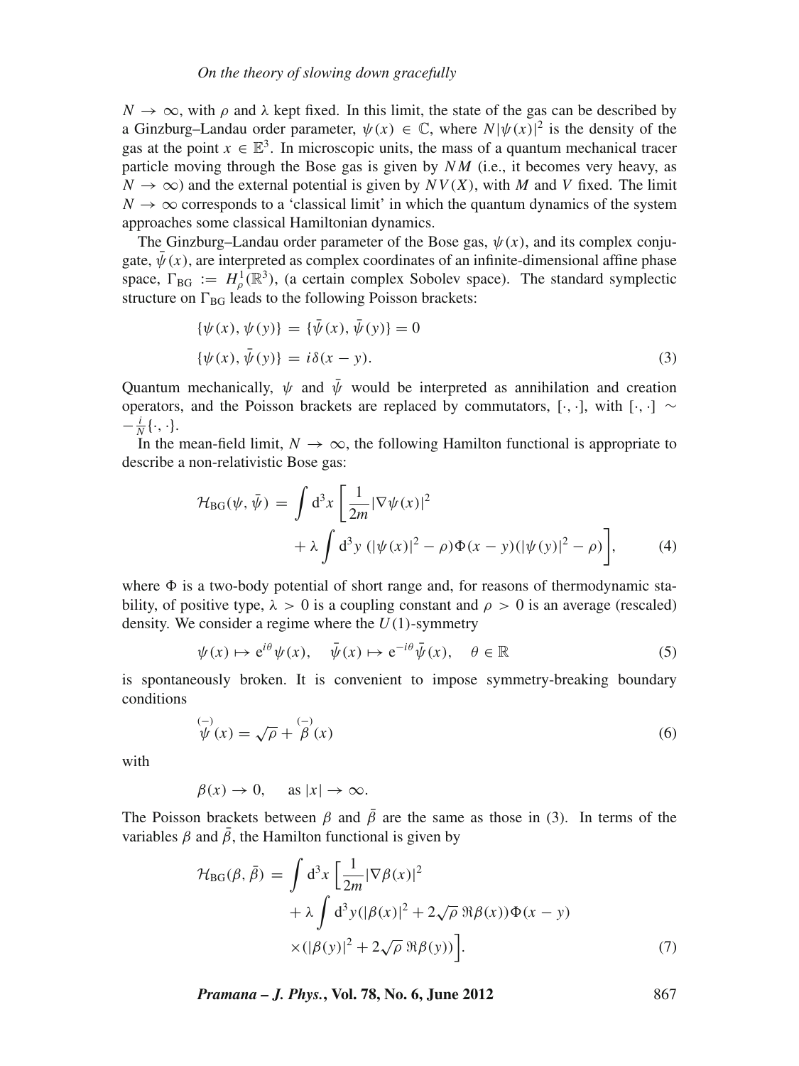$N \to \infty$, with $\rho$ and $\lambda$ kept fixed. In this limit, the state of the gas can be described by a Ginzburg–Landau order parameter, $\psi(x) \in \mathbb{C}$, where $N|\psi(x)|^2$ is the density of the gas at the point $x \in \mathbb{E}^3$. In microscopic units, the mass of a quantum mechanical tracer particle moving through the Bose gas is given by $NM$ (i.e., it becomes very heavy, as $N \to \infty$) and the external potential is given by $NV(X)$, with $M$ and $V$ fixed. The limit $N \to \infty$ corresponds to a 'classical limit' in which the quantum dynamics of the system approaches some classical Hamiltonian dynamics.

The Ginzburg–Landau order parameter of the Bose gas, $\psi(x)$, and its complex conjugate, $\bar{\psi}(x)$, are interpreted as complex coordinates of an infinite-dimensional affine phase space, $\Gamma_{\text{BG}} := H^1_\rho(\mathbb{R}^3)$, (a certain complex Sobolev space). The standard symplectic structure on $\Gamma_{\text{BG}}$ leads to the following Poisson brackets:

$$
\begin{aligned}
\{\psi(x), \psi(y)\} &= \{\bar{\psi}(x), \bar{\psi}(y)\} = 0 \\
\{\psi(x), \bar{\psi}(y)\} &= i\delta(x-y).
\end{aligned} \tag{3}
$$

Quantum mechanically, $\psi$ and $\bar{\psi}$ would be interpreted as annihilation and creation operators, and the Poisson brackets are replaced by commutators, $[\cdot,\cdot]$, with $[\cdot,\cdot] \sim -\frac{i}{N}\{\cdot,\cdot\}$.

In the mean-field limit, $N \to \infty$, the following Hamilton functional is appropriate to describe a non-relativistic Bose gas:

$$
\begin{aligned}
\mathcal{H}_{\text{BG}}(\psi, \bar{\psi}) = \int \mathrm{d}^3x \bigg[ &\frac{1}{2m}|\nabla\psi(x)|^2 \\
&+ \lambda \int \mathrm{d}^3y \, (|\psi(x)|^2 - \rho)\Phi(x-y)(|\psi(y)|^2 - \rho) \bigg],
\end{aligned} \tag{4}
$$

where $\Phi$ is a two-body potential of short range and, for reasons of thermodynamic stability, of positive type, $\lambda > 0$ is a coupling constant and $\rho > 0$ is an average (rescaled) density. We consider a regime where the $U(1)$-symmetry

$$
\psi(x) \mapsto \mathrm{e}^{i\theta}\psi(x), \quad \bar{\psi}(x) \mapsto \mathrm{e}^{-i\theta}\bar{\psi}(x), \quad \theta \in \mathbb{R} \tag{5}
$$

is spontaneously broken. It is convenient to impose symmetry-breaking boundary conditions

$$
\overset{(-)}{\psi}(x) = \sqrt{\rho} + \overset{(-)}{\beta}(x) \tag{6}
$$

with

$$
\beta(x) \to 0, \quad \text{as } |x| \to \infty.
$$

The Poisson brackets between $\beta$ and $\bar{\beta}$ are the same as those in (3). In terms of the variables $\beta$ and $\bar{\beta}$, the Hamilton functional is given by

$$
\begin{aligned}
\mathcal{H}_{\text{BG}}(\beta, \bar{\beta}) = \int \mathrm{d}^3x \bigg[ &\frac{1}{2m}|\nabla\beta(x)|^2 \\
&+ \lambda \int \mathrm{d}^3y (|\beta(x)|^2 + 2\sqrt{\rho}\,\Re\beta(x))\Phi(x-y) \\
&\times (|\beta(y)|^2 + 2\sqrt{\rho}\,\Re\beta(y)) \bigg].
\end{aligned} \tag{7}
$$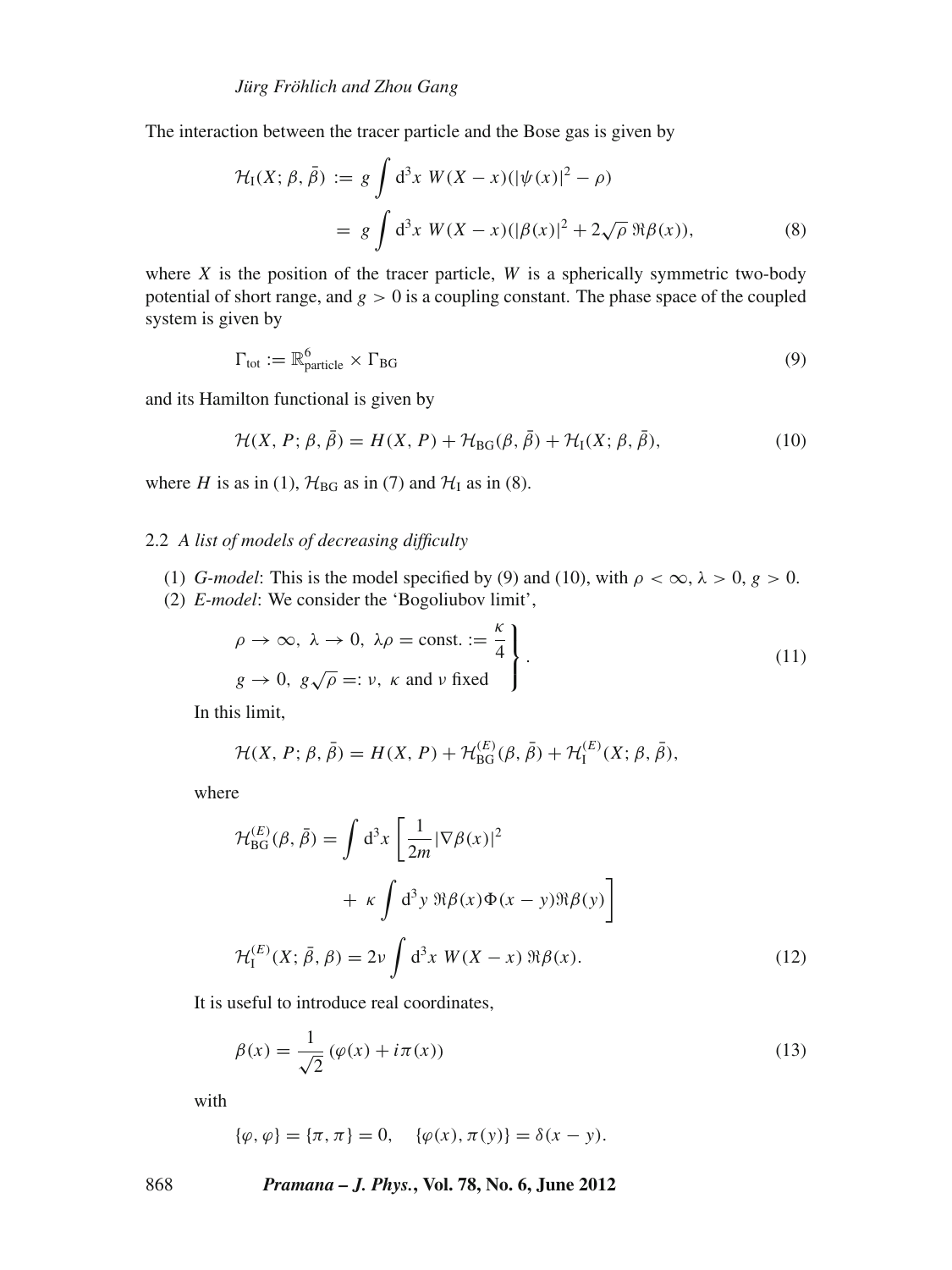The interaction between the tracer particle and the Bose gas is given by

$$
\begin{aligned}
\mathcal{H}_{\mathrm{I}}(X;\beta,\bar{\beta}) &:= g\int \mathrm{d}^3x\ W(X-x)(|\psi(x)|^2-\rho) \\
&= g\int \mathrm{d}^3x\ W(X-x)(|\beta(x)|^2+2\sqrt{\rho}\,\Re\beta(x)),
\end{aligned} \tag{8}
$$

where $X$ is the position of the tracer particle, $W$ is a spherically symmetric two-body potential of short range, and $g > 0$ is a coupling constant. The phase space of the coupled system is given by

$$
\Gamma_{\mathrm{tot}} := \mathbb{R}^6_{\mathrm{particle}} \times \Gamma_{\mathrm{BG}} \tag{9}
$$

and its Hamilton functional is given by

$$
\mathcal{H}(X,P;\beta,\bar{\beta}) = H(X,P) + \mathcal{H}_{\mathrm{BG}}(\beta,\bar{\beta}) + \mathcal{H}_{\mathrm{I}}(X;\beta,\bar{\beta}), \tag{10}
$$

where $H$ is as in (1), $\mathcal{H}_{\mathrm{BG}}$ as in (7) and $\mathcal{H}_{\mathrm{I}}$ as in (8).

## 2.2 *A list of models of decreasing difficulty*

1. *G-model*: This is the model specified by (9) and (10), with $\rho < \infty$, $\lambda > 0$, $g > 0$.
2. *E-model*: We consider the 'Bogoliubov limit',

$$
\left.\begin{aligned}
&\rho \to \infty,\ \lambda \to 0,\ \lambda\rho = \text{const.} := \frac{\kappa}{4} \\
&g \to 0,\ g\sqrt{\rho} =: \nu,\ \kappa \text{ and } \nu \text{ fixed}
\end{aligned}\right\}. \tag{11}
$$

In this limit,

$$
\mathcal{H}(X,P;\beta,\bar{\beta}) = H(X,P) + \mathcal{H}^{(E)}_{\mathrm{BG}}(\beta,\bar{\beta}) + \mathcal{H}^{(E)}_{\mathrm{I}}(X;\beta,\bar{\beta}),
$$

where

$$
\begin{aligned}
\mathcal{H}^{(E)}_{\mathrm{BG}}(\beta,\bar{\beta}) &= \int \mathrm{d}^3x \left[\frac{1}{2m}|\nabla\beta(x)|^2 \right. \\
&\qquad \left. +\ \kappa\int \mathrm{d}^3y\ \Re\beta(x)\Phi(x-y)\Re\beta(y)\right] \\
\mathcal{H}^{(E)}_{\mathrm{I}}(X;\bar{\beta},\beta) &= 2\nu\int \mathrm{d}^3x\ W(X-x)\,\Re\beta(x).
\end{aligned} \tag{12}
$$

It is useful to introduce real coordinates,

$$
\beta(x) = \frac{1}{\sqrt{2}}\left(\varphi(x) + i\pi(x)\right) \tag{13}
$$

with

$$
\{\varphi,\varphi\} = \{\pi,\pi\} = 0, \quad \{\varphi(x),\pi(y)\} = \delta(x-y).
$$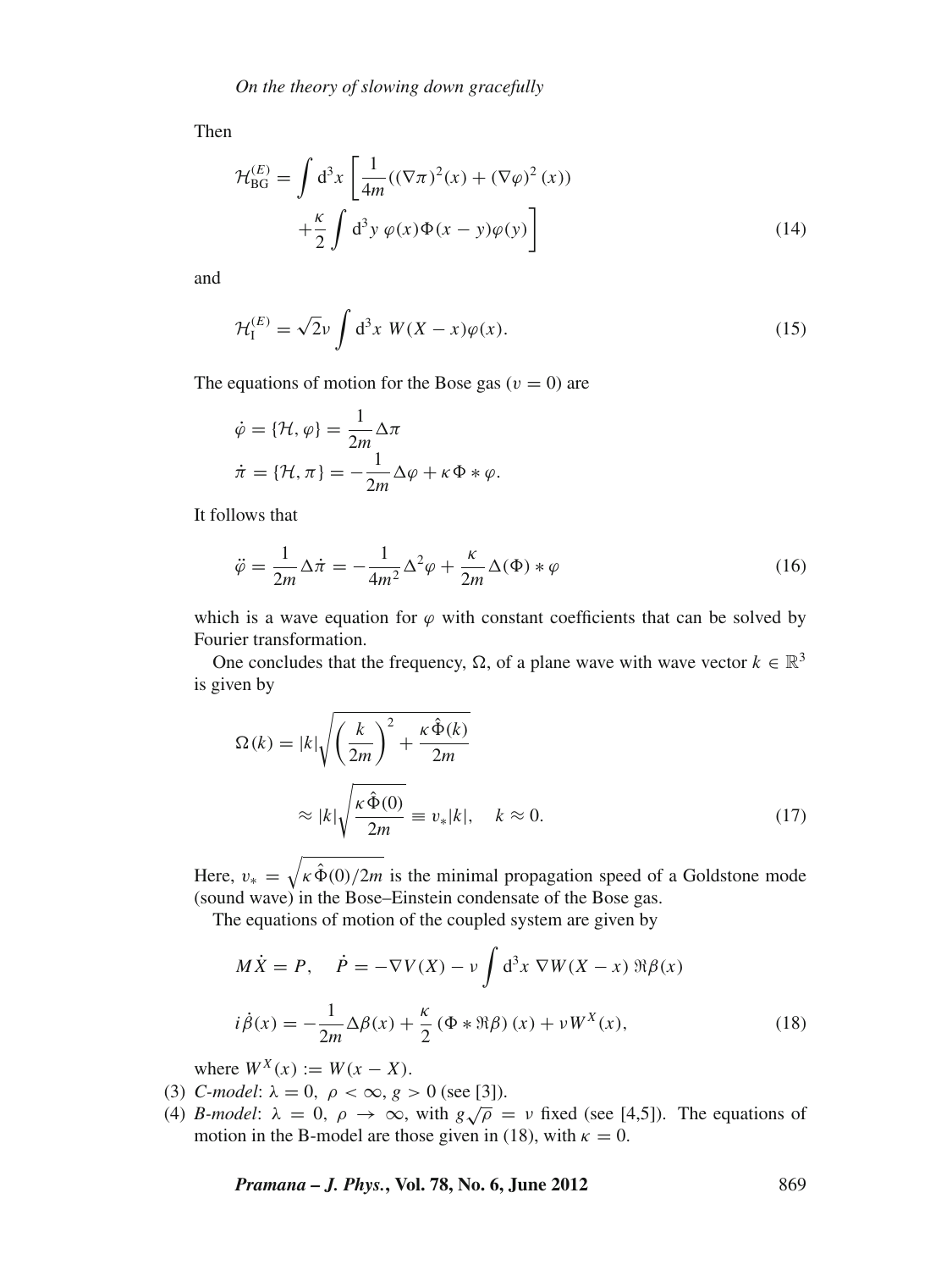Then

$$\mathcal{H}_{\mathrm{BG}}^{(E)} = \int \mathrm{d}^3x \left[ \frac{1}{4m}((\nabla\pi)^2(x) + (\nabla\varphi)^2(x)) + \frac{\kappa}{2} \int \mathrm{d}^3y\, \varphi(x)\Phi(x-y)\varphi(y) \right] \tag{14}$$

and

$$\mathcal{H}_{\mathrm{I}}^{(E)} = \sqrt{2}\nu \int \mathrm{d}^3x\, W(X-x)\varphi(x). \tag{15}$$

The equations of motion for the Bose gas ($\upsilon = 0$) are

$$\dot{\varphi} = \{\mathcal{H}, \varphi\} = \frac{1}{2m}\Delta\pi$$

$$\dot{\pi} = \{\mathcal{H}, \pi\} = -\frac{1}{2m}\Delta\varphi + \kappa\Phi * \varphi.$$

It follows that

$$\ddot{\varphi} = \frac{1}{2m}\Delta\dot{\pi} = -\frac{1}{4m^2}\Delta^2\varphi + \frac{\kappa}{2m}\Delta(\Phi) * \varphi \tag{16}$$

which is a wave equation for $\varphi$ with constant coefficients that can be solved by Fourier transformation.

One concludes that the frequency, $\Omega$, of a plane wave with wave vector $k \in \mathbb{R}^3$ is given by

$$\Omega(k) = |k|\sqrt{\left(\frac{k}{2m}\right)^2 + \frac{\kappa\hat{\Phi}(k)}{2m}} \approx |k|\sqrt{\frac{\kappa\hat{\Phi}(0)}{2m}} \equiv v_*|k|, \quad k \approx 0. \tag{17}$$

Here, $v_* = \sqrt{\kappa\hat{\Phi}(0)/2m}$ is the minimal propagation speed of a Goldstone mode (sound wave) in the Bose–Einstein condensate of the Bose gas.

The equations of motion of the coupled system are given by

$$M\dot{X} = P, \quad \dot{P} = -\nabla V(X) - \nu \int \mathrm{d}^3x\, \nabla W(X-x)\, \Re\beta(x)$$

$$i\dot{\beta}(x) = -\frac{1}{2m}\Delta\beta(x) + \frac{\kappa}{2}\left(\Phi * \Re\beta\right)(x) + \nu W^X(x), \tag{18}$$

where $W^X(x) := W(x - X)$.

(3) *C-model*: $\lambda = 0,\ \rho < \infty,\ g > 0$ (see [3]).

(4) *B-model*: $\lambda = 0,\ \rho \to \infty$, with $g\sqrt{\rho} = \nu$ fixed (see [4,5]). The equations of motion in the B-model are those given in (18), with $\kappa = 0$.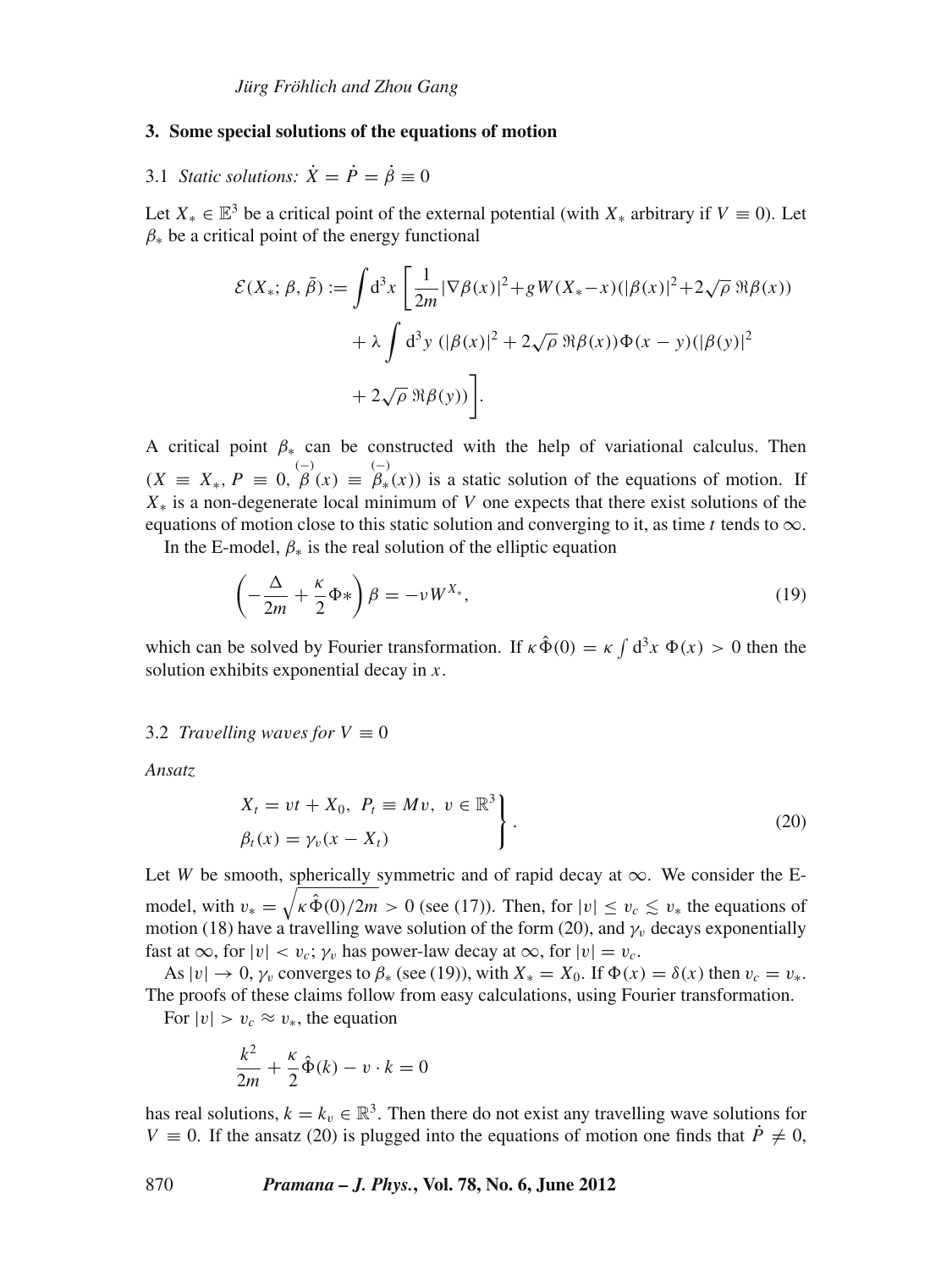## 3. Some special solutions of the equations of motion

### 3.1 *Static solutions:* $\dot{X} = \dot{P} = \dot{\beta} \equiv 0$

Let $X_* \in \mathbb{E}^3$ be a critical point of the external potential (with $X_*$ arbitrary if $V \equiv 0$). Let $\beta_*$ be a critical point of the energy functional

$$\mathcal{E}(X_*; \beta, \bar{\beta}) := \int d^3x \left[ \frac{1}{2m} |\nabla \beta(x)|^2 + g W(X_* - x)(|\beta(x)|^2 + 2\sqrt{\rho}\, \Re\beta(x)) \right.$$
$$+ \lambda \int d^3y \, (|\beta(x)|^2 + 2\sqrt{\rho}\, \Re\beta(x)) \Phi(x-y)(|\beta(y)|^2$$
$$\left. + 2\sqrt{\rho}\, \Re\beta(y)) \right].$$

A critical point $\beta_*$ can be constructed with the help of variational calculus. Then $(X \equiv X_*, P \equiv 0, \overset{(-)}{\beta}(x) \equiv \overset{(-)}{\beta_*}(x))$ is a static solution of the equations of motion. If $X_*$ is a non-degenerate local minimum of $V$ one expects that there exist solutions of the equations of motion close to this static solution and converging to it, as time $t$ tends to $\infty$.

In the E-model, $\beta_*$ is the real solution of the elliptic equation

$$\left( -\frac{\Delta}{2m} + \frac{\kappa}{2} \Phi * \right) \beta = -\nu W^{X_*}, \tag{19}$$

which can be solved by Fourier transformation. If $\kappa \hat{\Phi}(0) = \kappa \int d^3x \; \Phi(x) > 0$ then the solution exhibits exponential decay in $x$.

### 3.2 *Travelling waves for* $V \equiv 0$

*Ansatz*

$$\left. \begin{aligned} & X_t = vt + X_0, \; P_t \equiv Mv, \; v \in \mathbb{R}^3 \\ & \beta_t(x) = \gamma_v(x - X_t) \end{aligned} \right\} . \tag{20}$$

Let $W$ be smooth, spherically symmetric and of rapid decay at $\infty$. We consider the E-model, with $v_* = \sqrt{\kappa \hat{\Phi}(0)/2m} > 0$ (see (17)). Then, for $|v| \leq v_c \lesssim v_*$ the equations of motion (18) have a travelling wave solution of the form (20), and $\gamma_v$ decays exponentially fast at $\infty$, for $|v| < v_c$; $\gamma_v$ has power-law decay at $\infty$, for $|v| = v_c$.

As $|v| \to 0$, $\gamma_v$ converges to $\beta_*$ (see (19)), with $X_* = X_0$. If $\Phi(x) = \delta(x)$ then $v_c = v_*$. The proofs of these claims follow from easy calculations, using Fourier transformation.

For $|v| > v_c \approx v_*$, the equation

$$\frac{k^2}{2m} + \frac{\kappa}{2} \hat{\Phi}(k) - v \cdot k = 0$$

has real solutions, $k = k_v \in \mathbb{R}^3$. Then there do not exist any travelling wave solutions for $V \equiv 0$. If the ansatz (20) is plugged into the equations of motion one finds that $\dot{P} \neq 0$,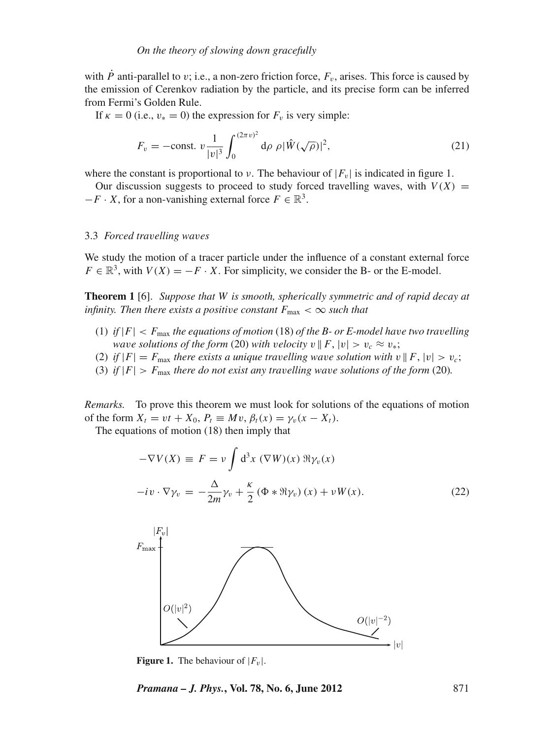with $\dot{P}$ anti-parallel to $v$; i.e., a non-zero friction force, $F_v$, arises. This force is caused by the emission of Cerenkov radiation by the particle, and its precise form can be inferred from Fermi's Golden Rule.

If $\kappa = 0$ (i.e., $v_* = 0$) the expression for $F_v$ is very simple:

$$F_v = -\text{const. } v \frac{1}{|v|^3} \int_0^{(2\pi v)^2} \mathrm{d}\rho \; \rho |\hat{W}(\sqrt{\rho})|^2, \tag{21}$$

where the constant is proportional to $\nu$. The behaviour of $|F_v|$ is indicated in figure 1.

Our discussion suggests to proceed to study forced travelling waves, with $V(X) = -F \cdot X$, for a non-vanishing external force $F \in \mathbb{R}^3$.

### 3.3 *Forced travelling waves*

We study the motion of a tracer particle under the influence of a constant external force $F \in \mathbb{R}^3$, with $V(X) = -F \cdot X$. For simplicity, we consider the B- or the E-model.

**Theorem 1** [6]. *Suppose that $W$ is smooth, spherically symmetric and of rapid decay at infinity. Then there exists a positive constant $F_{\max} < \infty$ such that*

1. *if $|F| < F_{\max}$ the equations of motion* (18) *of the B- or E-model have two travelling wave solutions of the form* (20) *with velocity $v \parallel F$, $|v| > v_c \approx v_*$;*
2. *if $|F| = F_{\max}$ there exists a unique travelling wave solution with $v \parallel F$, $|v| > v_c$;*
3. *if $|F| > F_{\max}$ there do not exist any travelling wave solutions of the form* (20)*.*

*Remarks.* To prove this theorem we must look for solutions of the equations of motion of the form $X_t = vt + X_0$, $P_t \equiv Mv$, $\beta_t(x) = \gamma_v(x - X_t)$.

The equations of motion (18) then imply that

$$-\nabla V(X) \equiv F = \nu \int \mathrm{d}^3x \; (\nabla W)(x) \, \Re\gamma_v(x)$$

$$-iv \cdot \nabla\gamma_v = -\frac{\Delta}{2m}\gamma_v + \frac{\kappa}{2}\left(\Phi * \Re\gamma_v\right)(x) + \nu W(x). \tag{22}$$

**Figure 1.** The behaviour of $|F_v|$.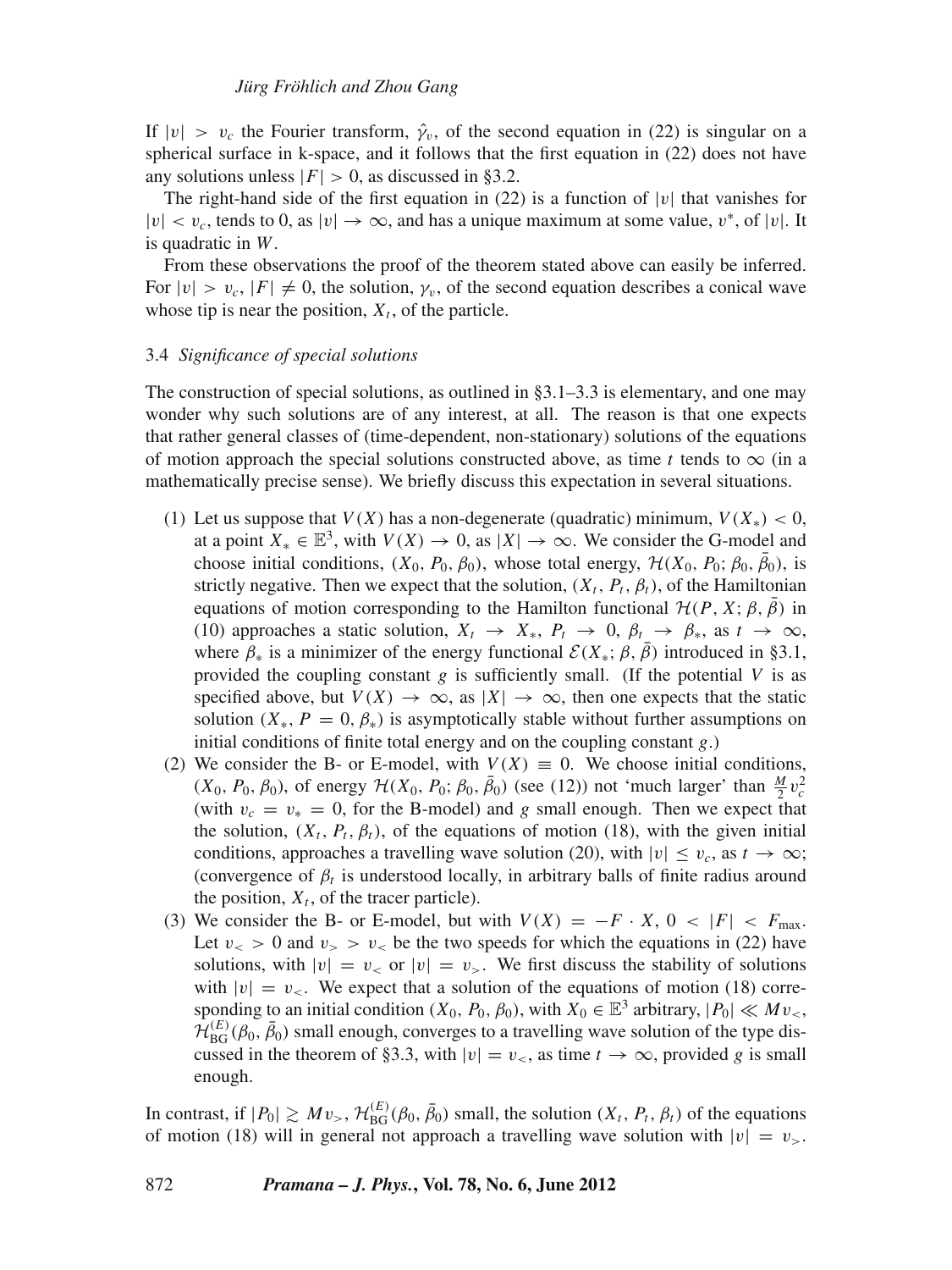If $|v| > v_c$ the Fourier transform, $\hat{\gamma}_v$, of the second equation in (22) is singular on a spherical surface in k-space, and it follows that the first equation in (22) does not have any solutions unless $|F| > 0$, as discussed in §3.2.

The right-hand side of the first equation in (22) is a function of $|v|$ that vanishes for $|v| < v_c$, tends to 0, as $|v| \to \infty$, and has a unique maximum at some value, $v^*$, of $|v|$. It is quadratic in $W$.

From these observations the proof of the theorem stated above can easily be inferred. For $|v| > v_c$, $|F| \neq 0$, the solution, $\gamma_v$, of the second equation describes a conical wave whose tip is near the position, $X_t$, of the particle.

### 3.4 *Significance of special solutions*

The construction of special solutions, as outlined in §3.1–3.3 is elementary, and one may wonder why such solutions are of any interest, at all. The reason is that one expects that rather general classes of (time-dependent, non-stationary) solutions of the equations of motion approach the special solutions constructed above, as time $t$ tends to $\infty$ (in a mathematically precise sense). We briefly discuss this expectation in several situations.

(1) Let us suppose that $V(X)$ has a non-degenerate (quadratic) minimum, $V(X_*) < 0$, at a point $X_* \in \mathbb{E}^3$, with $V(X) \to 0$, as $|X| \to \infty$. We consider the G-model and choose initial conditions, $(X_0, P_0, \beta_0)$, whose total energy, $\mathcal{H}(X_0, P_0; \beta_0, \bar{\beta}_0)$, is strictly negative. Then we expect that the solution, $(X_t, P_t, \beta_t)$, of the Hamiltonian equations of motion corresponding to the Hamilton functional $\mathcal{H}(P, X; \beta, \bar{\beta})$ in (10) approaches a static solution, $X_t \to X_*$, $P_t \to 0$, $\beta_t \to \beta_*$, as $t \to \infty$, where $\beta_*$ is a minimizer of the energy functional $\mathcal{E}(X_*; \beta, \bar{\beta})$ introduced in §3.1, provided the coupling constant $g$ is sufficiently small. (If the potential $V$ is as specified above, but $V(X) \to \infty$, as $|X| \to \infty$, then one expects that the static solution $(X_*, P = 0, \beta_*)$ is asymptotically stable without further assumptions on initial conditions of finite total energy and on the coupling constant $g$.)

(2) We consider the B- or E-model, with $V(X) \equiv 0$. We choose initial conditions, $(X_0, P_0, \beta_0)$, of energy $\mathcal{H}(X_0, P_0; \beta_0, \bar{\beta}_0)$ (see (12)) not 'much larger' than $\frac{M}{2} v_c^2$ (with $v_c = v_* = 0$, for the B-model) and $g$ small enough. Then we expect that the solution, $(X_t, P_t, \beta_t)$, of the equations of motion (18), with the given initial conditions, approaches a travelling wave solution (20), with $|v| \leq v_c$, as $t \to \infty$; (convergence of $\beta_t$ is understood locally, in arbitrary balls of finite radius around the position, $X_t$, of the tracer particle).

(3) We consider the B- or E-model, but with $V(X) = -F \cdot X$, $0 < |F| < F_{\max}$. Let $v_< > 0$ and $v_> > v_<$ be the two speeds for which the equations in (22) have solutions, with $|v| = v_<$ or $|v| = v_>$. We first discuss the stability of solutions with $|v| = v_<$. We expect that a solution of the equations of motion (18) corresponding to an initial condition $(X_0, P_0, \beta_0)$, with $X_0 \in \mathbb{E}^3$ arbitrary, $|P_0| \ll M v_<$, $\mathcal{H}_{\mathrm{BG}}^{(E)}(\beta_0, \bar{\beta}_0)$ small enough, converges to a travelling wave solution of the type discussed in the theorem of §3.3, with $|v| = v_<$, as time $t \to \infty$, provided $g$ is small enough.

In contrast, if $|P_0| \gtrsim M v_>$, $\mathcal{H}_{\mathrm{BG}}^{(E)}(\beta_0, \bar{\beta}_0)$ small, the solution $(X_t, P_t, \beta_t)$ of the equations of motion (18) will in general not approach a travelling wave solution with $|v| = v_>$.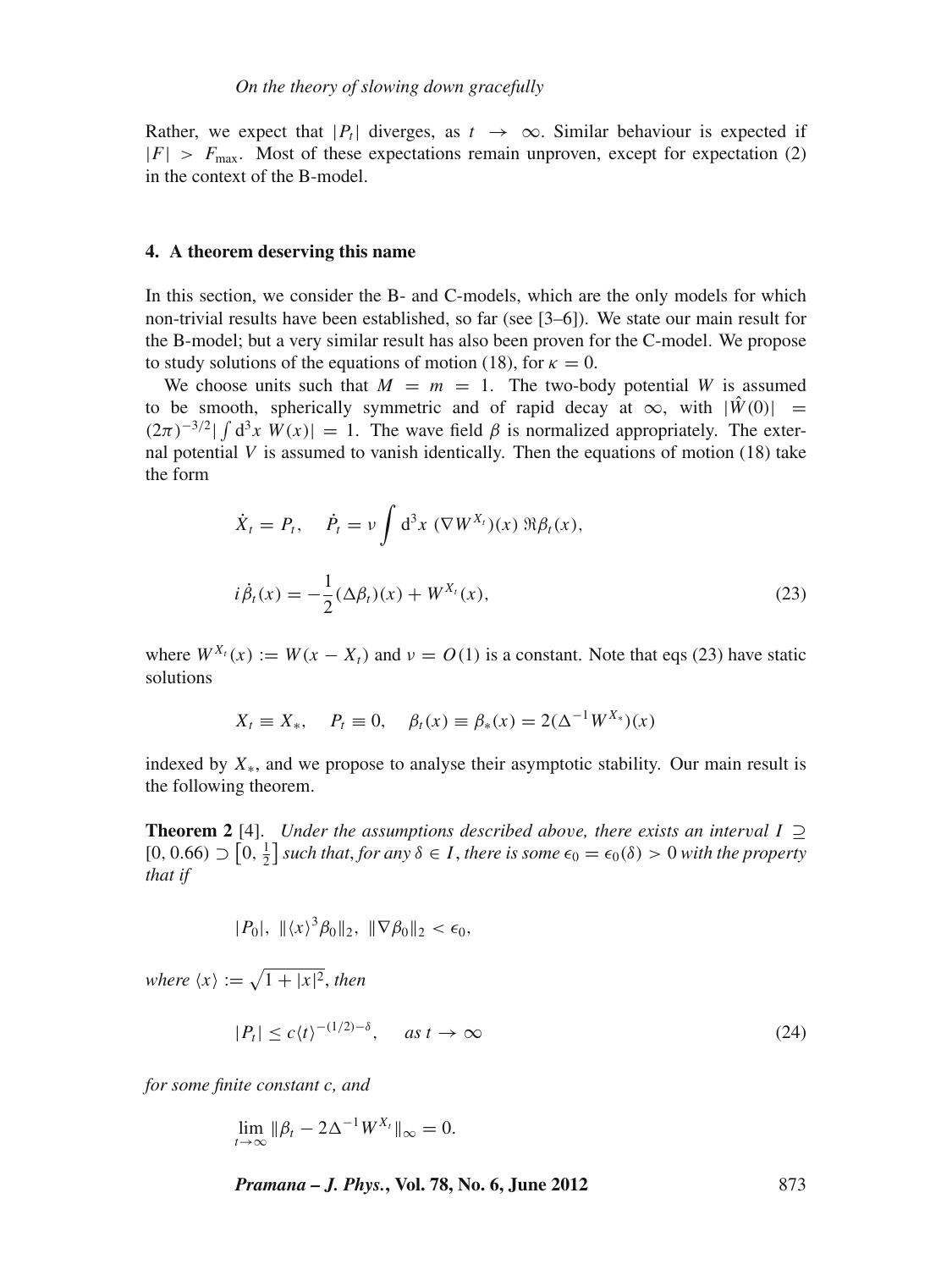Rather, we expect that $|P_t|$ diverges, as $t \to \infty$. Similar behaviour is expected if $|F| > F_{\max}$. Most of these expectations remain unproven, except for expectation (2) in the context of the B-model.

## 4. A theorem deserving this name

In this section, we consider the B- and C-models, which are the only models for which non-trivial results have been established, so far (see [3–6]). We state our main result for the B-model; but a very similar result has also been proven for the C-model. We propose to study solutions of the equations of motion (18), for $\kappa = 0$.

We choose units such that $M = m = 1$. The two-body potential $W$ is assumed to be smooth, spherically symmetric and of rapid decay at $\infty$, with $|\hat{W}(0)| = (2\pi)^{-3/2}|\int d^3x\, W(x)| = 1$. The wave field $\beta$ is normalized appropriately. The external potential $V$ is assumed to vanish identically. Then the equations of motion (18) take the form

$$\dot{X}_t = P_t, \quad \dot{P}_t = \nu \int d^3x\, (\nabla W^{X_t})(x)\, \Re\beta_t(x),$$

$$i\dot{\beta}_t(x) = -\frac{1}{2}(\Delta\beta_t)(x) + W^{X_t}(x), \tag{23}$$

where $W^{X_t}(x) := W(x - X_t)$ and $\nu = O(1)$ is a constant. Note that eqs (23) have static solutions

$$X_t \equiv X_*, \quad P_t \equiv 0, \quad \beta_t(x) \equiv \beta_*(x) = 2(\Delta^{-1}W^{X_*})(x)$$

indexed by $X_*$, and we propose to analyse their asymptotic stability. Our main result is the following theorem.

**Theorem 2** [4]. *Under the assumptions described above, there exists an interval* $I \supseteq [0, 0.66) \supset \left[0, \frac{1}{2}\right]$ *such that, for any* $\delta \in I$, *there is some* $\epsilon_0 = \epsilon_0(\delta) > 0$ *with the property that if*

$$|P_0|,\ \|\langle x\rangle^3\beta_0\|_2,\ \|\nabla\beta_0\|_2 < \epsilon_0,$$

*where* $\langle x\rangle := \sqrt{1 + |x|^2}$, *then*

$$|P_t| \leq c\langle t\rangle^{-(1/2)-\delta}, \quad \text{as } t \to \infty \tag{24}$$

*for some finite constant c, and*

$$\lim_{t\to\infty} \|\beta_t - 2\Delta^{-1}W^{X_t}\|_\infty = 0.$$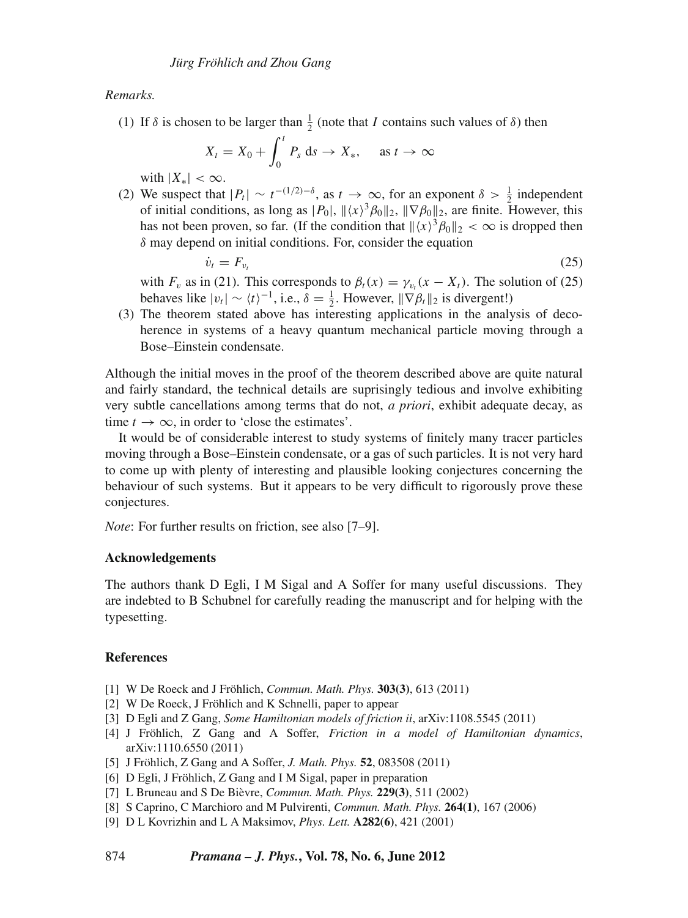*Remarks.*

1. If $\delta$ is chosen to be larger than $\frac{1}{2}$ (note that $I$ contains such values of $\delta$) then

$$X_t = X_0 + \int_0^t P_s \, \mathrm{d}s \to X_*, \quad \text{as } t \to \infty$$

with $|X_*| < \infty$.

2. We suspect that $|P_t| \sim t^{-(1/2)-\delta}$, as $t \to \infty$, for an exponent $\delta > \frac{1}{2}$ independent of initial conditions, as long as $|P_0|$, $\|\langle x \rangle^3 \beta_0\|_2$, $\|\nabla \beta_0\|_2$, are finite. However, this has not been proven, so far. (If the condition that $\|\langle x \rangle^3 \beta_0\|_2 < \infty$ is dropped then $\delta$ may depend on initial conditions. For, consider the equation

$$\dot{v}_t = F_{v_t} \tag{25}$$

with $F_v$ as in (21). This corresponds to $\beta_t(x) = \gamma_{v_t}(x - X_t)$. The solution of (25) behaves like $|v_t| \sim \langle t \rangle^{-1}$, i.e., $\delta = \frac{1}{2}$. However, $\|\nabla \beta_t\|_2$ is divergent!)

3. The theorem stated above has interesting applications in the analysis of decoherence in systems of a heavy quantum mechanical particle moving through a Bose–Einstein condensate.

Although the initial moves in the proof of the theorem described above are quite natural and fairly standard, the technical details are suprisingly tedious and involve exhibiting very subtle cancellations among terms that do not, *a priori*, exhibit adequate decay, as time $t \to \infty$, in order to 'close the estimates'.

It would be of considerable interest to study systems of finitely many tracer particles moving through a Bose–Einstein condensate, or a gas of such particles. It is not very hard to come up with plenty of interesting and plausible looking conjectures concerning the behaviour of such systems. But it appears to be very difficult to rigorously prove these conjectures.

*Note*: For further results on friction, see also [7–9].

### Acknowledgements

The authors thank D Egli, I M Sigal and A Soffer for many useful discussions. They are indebted to B Schubnel for carefully reading the manuscript and for helping with the typesetting.

### References

[1] W De Roeck and J Fröhlich, *Commun. Math. Phys.* **303(3)**, 613 (2011)

[2] W De Roeck, J Fröhlich and K Schnelli, paper to appear

[3] D Egli and Z Gang, *Some Hamiltonian models of friction ii*, arXiv:1108.5545 (2011)

[4] J Fröhlich, Z Gang and A Soffer, *Friction in a model of Hamiltonian dynamics*, arXiv:1110.6550 (2011)

[5] J Fröhlich, Z Gang and A Soffer, *J. Math. Phys.* **52**, 083508 (2011)

[6] D Egli, J Fröhlich, Z Gang and I M Sigal, paper in preparation

[7] L Bruneau and S De Bièvre, *Commun. Math. Phys.* **229(3)**, 511 (2002)

[8] S Caprino, C Marchioro and M Pulvirenti, *Commun. Math. Phys.* **264(1)**, 167 (2006)

[9] D L Kovrizhin and L A Maksimov, *Phys. Lett.* **A282(6)**, 421 (2001)